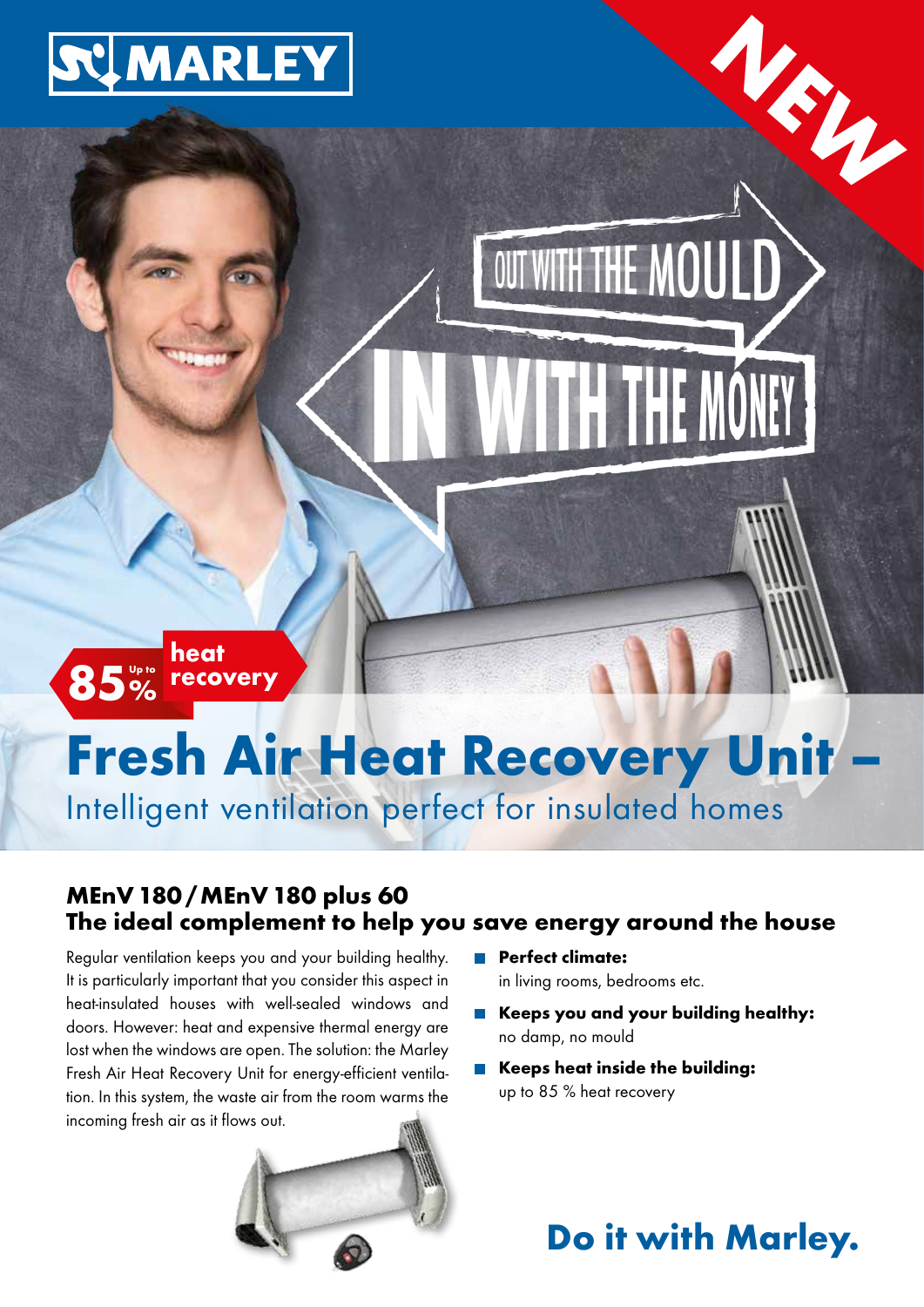# MARLEY

NEW

OUT WITH THE MOULD

IN WITH THE MONEY

Up to 85 % heat recovery

# Fresh Air Heat Recovery Unit –

Intelligent ventilation perfect for insulated homes

## MEnV 180 / MEnV 180 plus 60
## The ideal complement to help you save energy around the house

Regular ventilation keeps you and your building healthy. It is particularly important that you consider this aspect in heat-insulated houses with well-sealed windows and doors. However: heat and expensive thermal energy are lost when the windows are open. The solution: the Marley Fresh Air Heat Recovery Unit for energy-efficient ventilation. In this system, the waste air from the room warms the incoming fresh air as it flows out.

- **Perfect climate:** in living rooms, bedrooms etc.
- **Keeps you and your building healthy:** no damp, no mould
- **Keeps heat inside the building:** up to 85 % heat recovery

**Do it with Marley.**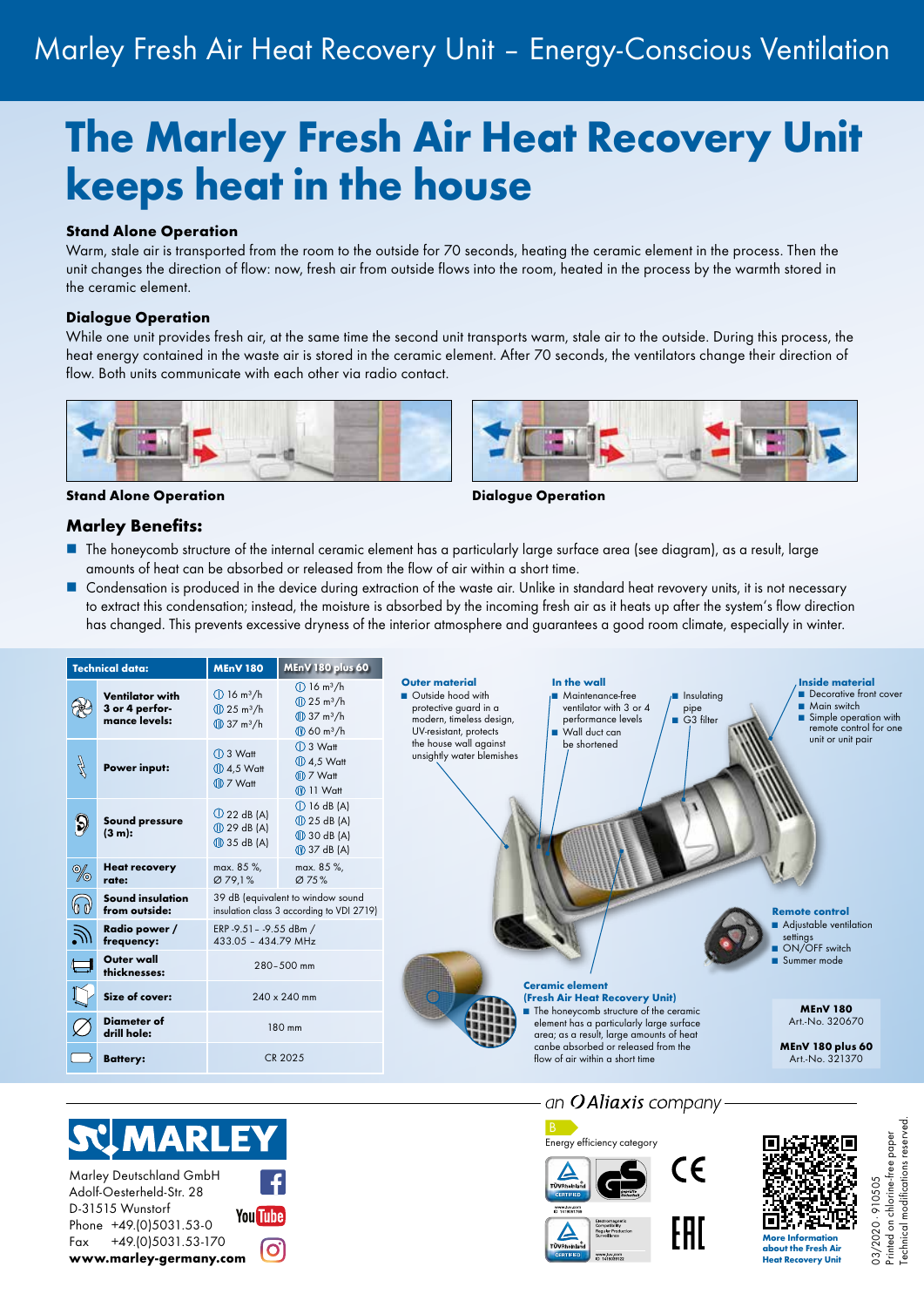# Marley Fresh Air Heat Recovery Unit – Energy-Conscious Ventilation

# The Marley Fresh Air Heat Recovery Unit keeps heat in the house

### Stand Alone Operation

Warm, stale air is transported from the room to the outside for 70 seconds, heating the ceramic element in the process. Then the unit changes the direction of flow: now, fresh air from outside flows into the room, heated in the process by the warmth stored in the ceramic element.

### Dialogue Operation

While one unit provides fresh air, at the same time the second unit transports warm, stale air to the outside. During this process, the heat energy contained in the waste air is stored in the ceramic element. After 70 seconds, the ventilators change their direction of flow. Both units communicate with each other via radio contact.

**Stand Alone Operation**

**Dialogue Operation**

## Marley Benefits:

- The honeycomb structure of the internal ceramic element has a particularly large surface area (see diagram), as a result, large amounts of heat can be absorbed or released from the flow of air within a short time.
- Condensation is produced in the device during extraction of the waste air. Unlike in standard heat revovery units, it is not necessary to extract this condensation; instead, the moisture is absorbed by the incoming fresh air as it heats up after the system's flow direction has changed. This prevents excessive dryness of the interior atmosphere and guarantees a good room climate, especially in winter.

| Technical data: | MEnV 180 | MEnV 180 plus 60 |
|---|---|---|
| Ventilator with 3 or 4 performance levels: | Ⓘ 16 m³/h<br>Ⓘ 25 m³/h<br>Ⓘ 37 m³/h | Ⓘ 16 m³/h<br>Ⓘ 25 m³/h<br>Ⓘ 37 m³/h<br>Ⓘ 60 m³/h |
| Power input: | Ⓘ 3 Watt<br>Ⓘ 4,5 Watt<br>Ⓘ 7 Watt | Ⓘ 3 Watt<br>Ⓘ 4,5 Watt<br>Ⓘ 7 Watt<br>Ⓘ 11 Watt |
| Sound pressure (3 m): | Ⓘ 22 dB (A)<br>Ⓘ 29 dB (A)<br>Ⓘ 35 dB (A) | Ⓘ 16 dB (A)<br>Ⓘ 25 dB (A)<br>Ⓘ 30 dB (A)<br>Ⓘ 37 dB (A) |
| Heat recovery rate: | max. 85 %,<br>Ø 79,1 % | max. 85 %,<br>Ø 75 % |
| Sound insulation from outside: | 39 dB (equivalent to window sound insulation class 3 according to VDI 2719) | |
| Radio power / frequency: | ERP -9.51 – -9.55 dBm / 433.05 – 434.79 MHz | |
| Outer wall thicknesses: | 280–500 mm | |
| Size of cover: | 240 x 240 mm | |
| Diameter of drill hole: | 180 mm | |
| Battery: | CR 2025 | |

**Outer material**
- Outside hood with protective guard in a modern, timeless design, UV-resistant, protects the house wall against unsightly water blemishes

**In the wall**
- Maintenance-free ventilator with 3 or 4 performance levels
- Wall duct can be shortened
- Insulating pipe
- G3 filter

**Inside material**
- Decorative front cover
- Main switch
- Simple operation with remote control for one unit or unit pair

**Remote control**
- Adjustable ventilation settings
- ON/OFF switch
- Summer mode

**Ceramic element (Fresh Air Heat Recovery Unit)**
- The honeycomb structure of the ceramic element has a particularly large surface area; as a result, large amounts of heat canbe absorbed or released from the flow of air within a short time

**MEnV 180**
Art.-No. 320670

**MEnV 180 plus 60**
Art.-No. 321370

MARLEY

Marley Deutschland GmbH
Adolf-Oesterheld-Str. 28
D-31515 Wunstorf
Phone +49.(0)5031.53-0
Fax +49.(0)5031.53-170
**www.marley-germany.com**

*an Aliaxis company*

B
Energy efficiency category

More Information about the Fresh Air Heat Recovery Unit

03/2020 · 910505
Printed on chlorine-free paper
Technical modifications reserved.